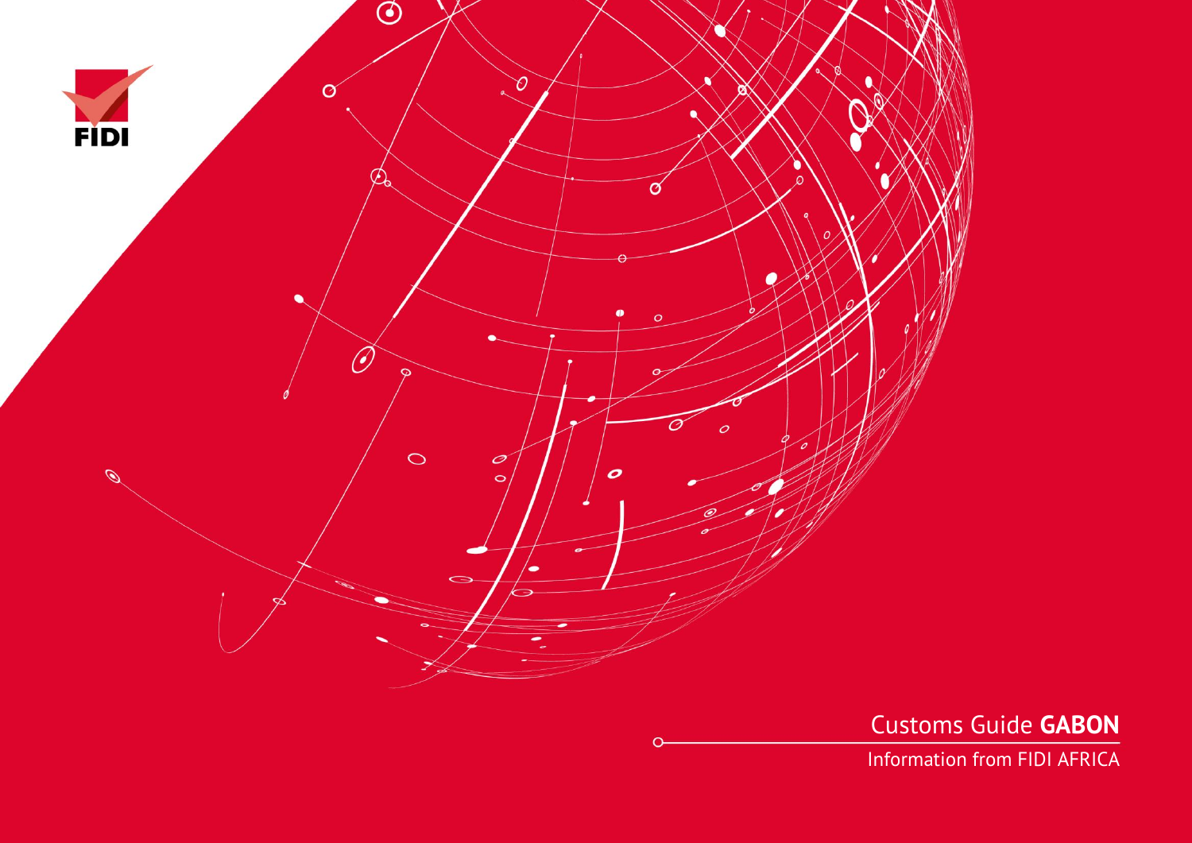FIDI

# Customs Guide **GABON**

Information from FIDI AFRICA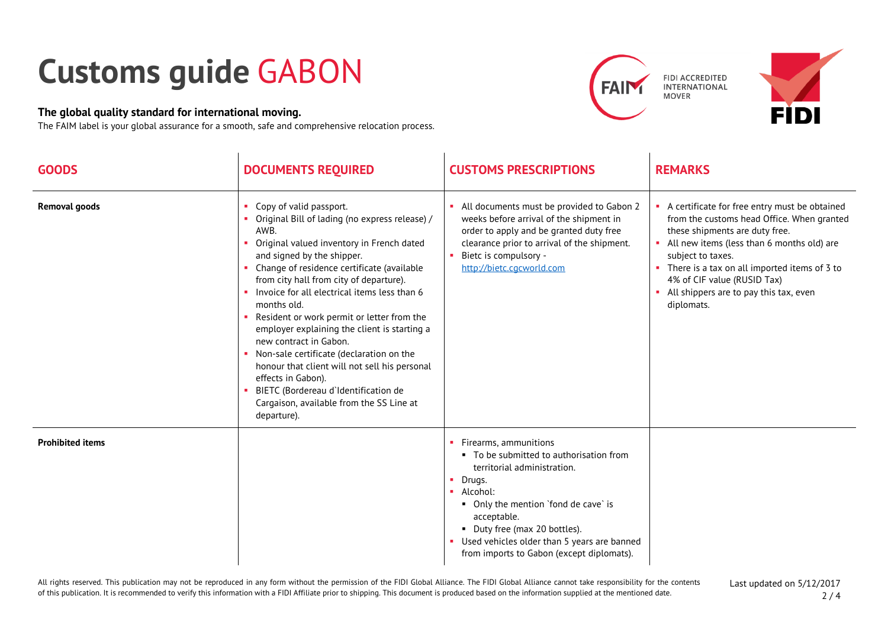# Customs guide GABON

**The global quality standard for international moving.**

The FAIM label is your global assurance for a smooth, safe and comprehensive relocation process.

FIDI ACCREDITED INTERNATIONAL MOVER

| GOODS | DOCUMENTS REQUIRED | CUSTOMS PRESCRIPTIONS | REMARKS |
|---|---|---|---|
| **Removal goods** | • Copy of valid passport.<br>• Original Bill of lading (no express release) / AWB.<br>• Original valued inventory in French dated and signed by the shipper.<br>• Change of residence certificate (available from city hall from city of departure).<br>• Invoice for all electrical items less than 6 months old.<br>• Resident or work permit or letter from the employer explaining the client is starting a new contract in Gabon.<br>• Non-sale certificate (declaration on the honour that client will not sell his personal effects in Gabon).<br>• BIETC (Bordereau d`Identification de Cargaison, available from the SS Line at departure). | • All documents must be provided to Gabon 2 weeks before arrival of the shipment in order to apply and be granted duty free clearance prior to arrival of the shipment.<br>• Bietc is compulsory - http://bietc.cgcworld.com | • A certificate for free entry must be obtained from the customs head Office. When granted these shipments are duty free.<br>• All new items (less than 6 months old) are subject to taxes.<br>• There is a tax on all imported items of 3 to 4% of CIF value (RUSID Tax)<br>• All shippers are to pay this tax, even diplomats. |
| **Prohibited items** | | • Firearms, ammunitions<br>&nbsp;&nbsp;▪ To be submitted to authorisation from territorial administration.<br>• Drugs.<br>• Alcohol:<br>&nbsp;&nbsp;▪ Only the mention `fond de cave` is acceptable.<br>&nbsp;&nbsp;▪ Duty free (max 20 bottles).<br>• Used vehicles older than 5 years are banned from imports to Gabon (except diplomats). | |

All rights reserved. This publication may not be reproduced in any form without the permission of the FIDI Global Alliance. The FIDI Global Alliance cannot take responsibility for the contents of this publication. It is recommended to verify this information with a FIDI Affiliate prior to shipping. This document is produced based on the information supplied at the mentioned date.

Last updated on 5/12/2017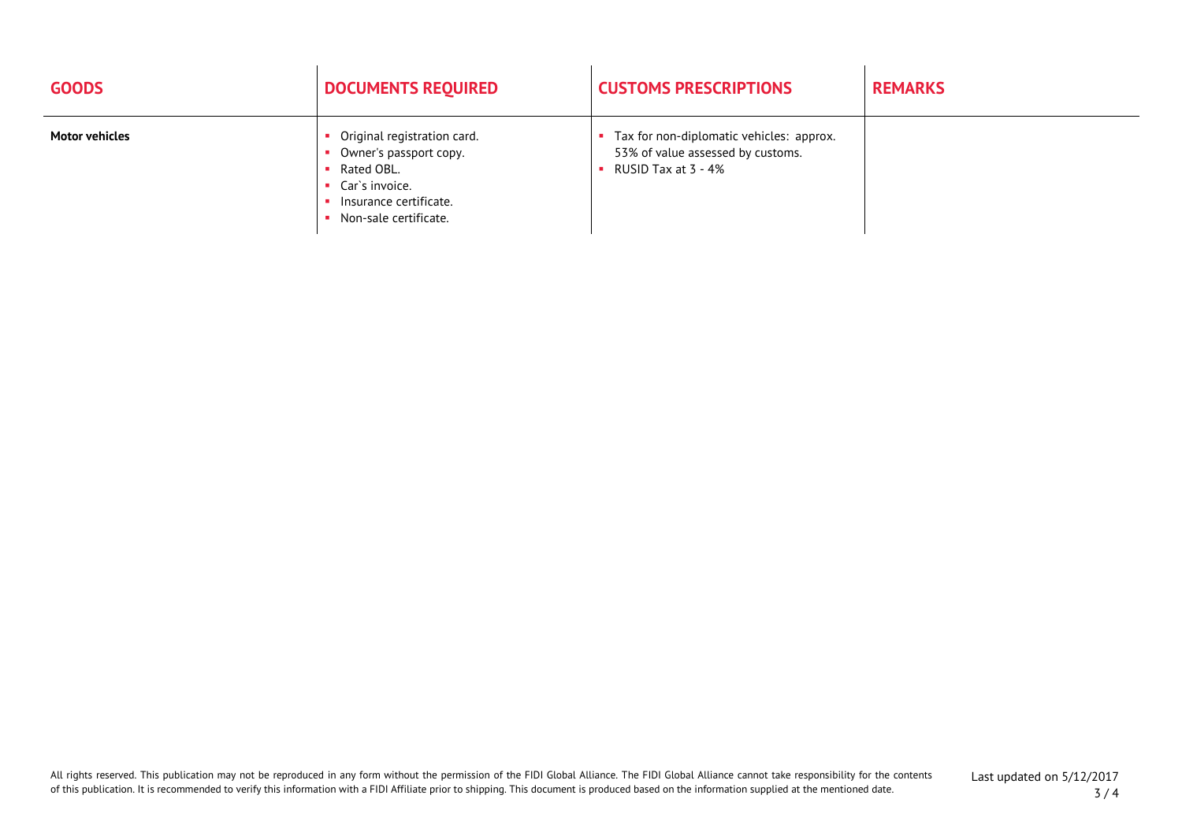| GOODS | DOCUMENTS REQUIRED | CUSTOMS PRESCRIPTIONS | REMARKS |
|---|---|---|---|
| **Motor vehicles** | ▪ Original registration card.<br>▪ Owner's passport copy.<br>▪ Rated OBL.<br>▪ Car`s invoice.<br>▪ Insurance certificate.<br>▪ Non-sale certificate. | ▪ Tax for non-diplomatic vehicles: approx. 53% of value assessed by customs.<br>▪ RUSID Tax at 3 - 4% | |

All rights reserved. This publication may not be reproduced in any form without the permission of the FIDI Global Alliance. The FIDI Global Alliance cannot take responsibility for the contents of this publication. It is recommended to verify this information with a FIDI Affiliate prior to shipping. This document is produced based on the information supplied at the mentioned date.

Last updated on 5/12/2017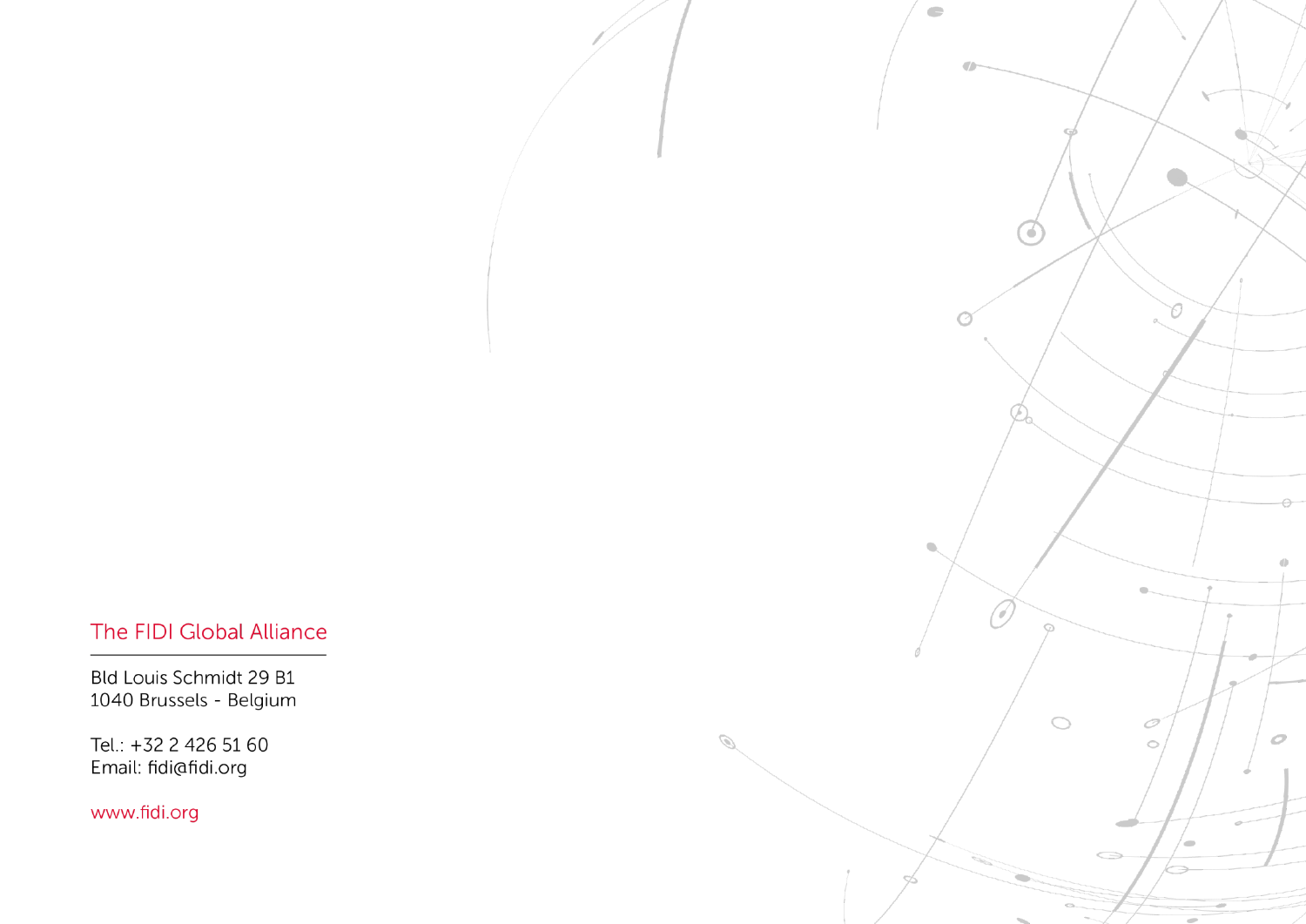The FIDI Global Alliance

Bld Louis Schmidt 29 B1
1040 Brussels - Belgium

Tel.: +32 2 426 51 60
Email: fidi@fidi.org

www.fidi.org